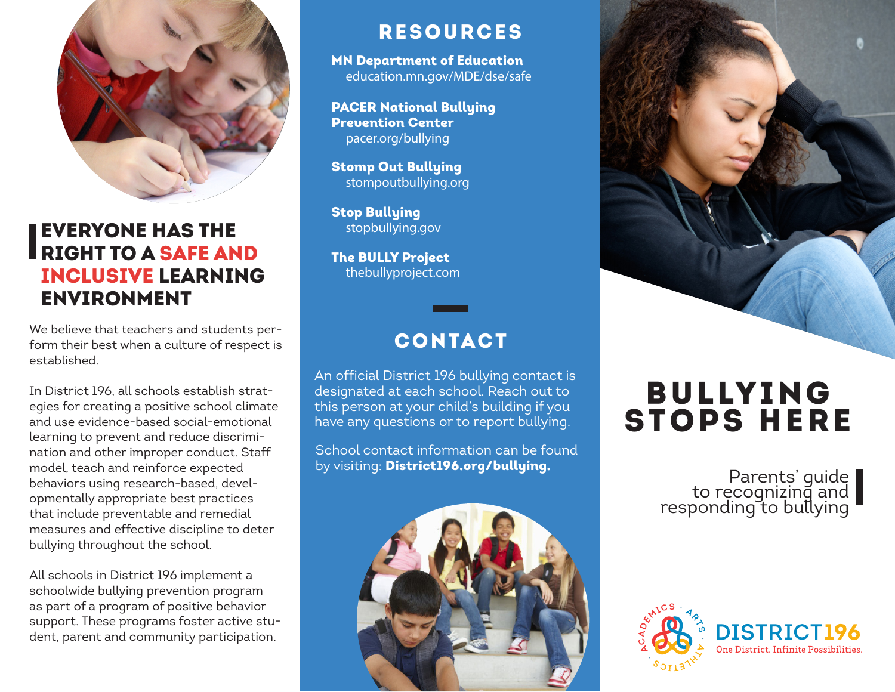## EVERYONE HAS THE RIGHT TO A SAFE AND INCLUSIVE LEARNING ENVIRONMENT

We believe that teachers and students perform their best when a culture of respect is established.

In District 196, all schools establish strategies for creating a positive school climate and use evidence-based social-emotional learning to prevent and reduce discrimination and other improper conduct. Staff model, teach and reinforce expected behaviors using research-based, developmentally appropriate best practices that include preventable and remedial measures and effective discipline to deter bullying throughout the school.

All schools in District 196 implement a schoolwide bullying prevention program as part of a program of positive behavior support. These programs foster active student, parent and community participation.

## RESOURCES

**MN Department of Education**
education.mn.gov/MDE/dse/safe

**PACER National Bullying Prevention Center**
pacer.org/bullying

**Stomp Out Bullying**
stompoutbullying.org

**Stop Bullying**
stopbullying.gov

**The BULLY Project**
thebullyproject.com

## CONTACT

An official District 196 bullying contact is designated at each school. Reach out to this person at your child's building if you have any questions or to report bullying.

School contact information can be found by visiting: **District196.org/bullying.**

# BULLYING STOPS HERE

Parents' guide to recognizing and responding to bullying

ACADEMICS · ARTS · ATHLETICS

DISTRICT196
One District. Infinite Possibilities.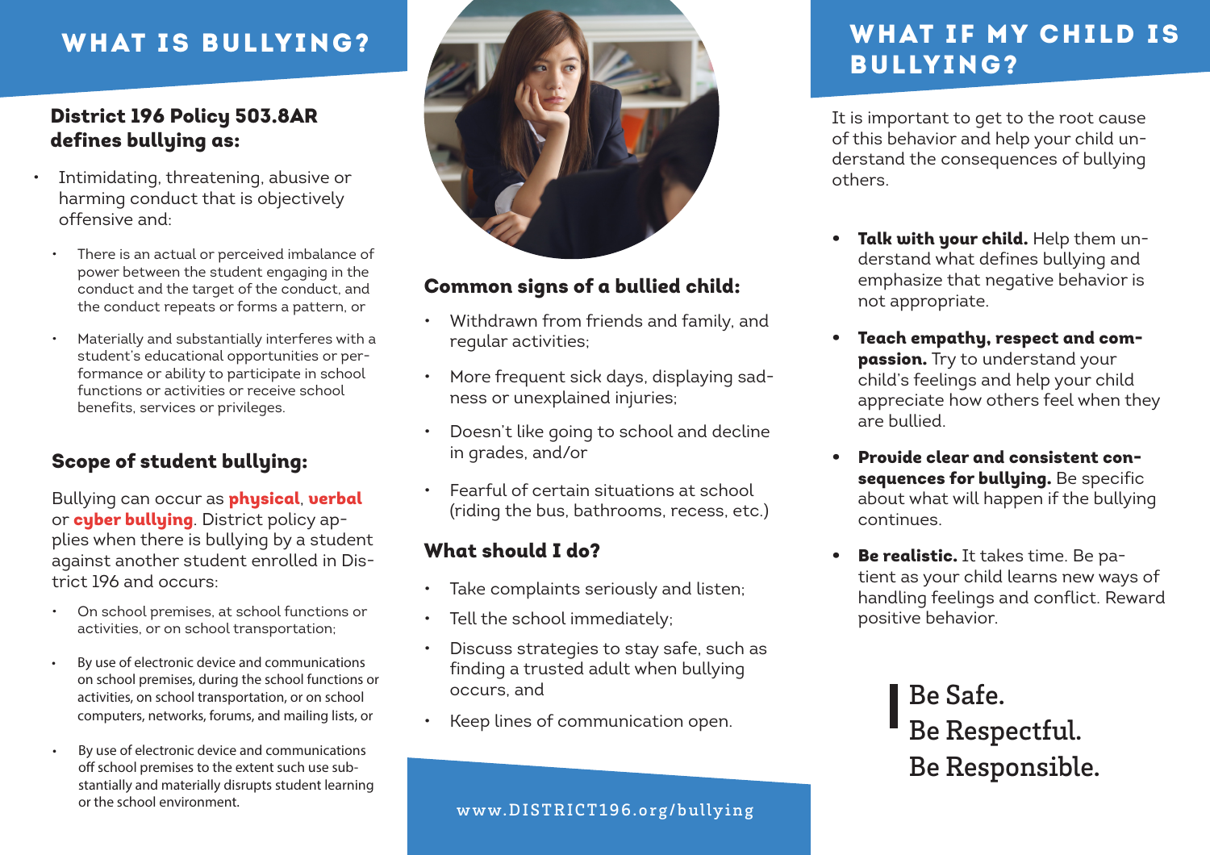## WHAT IS BULLYING?

### District 196 Policy 503.8AR defines bullying as:

- Intimidating, threatening, abusive or harming conduct that is objectively offensive and:
  - There is an actual or perceived imbalance of power between the student engaging in the conduct and the target of the conduct, and the conduct repeats or forms a pattern, or
  - Materially and substantially interferes with a student's educational opportunities or performance or ability to participate in school functions or activities or receive school benefits, services or privileges.

### Scope of student bullying:

Bullying can occur as **physical**, **verbal** or **cyber bullying**. District policy applies when there is bullying by a student against another student enrolled in District 196 and occurs:

- On school premises, at school functions or activities, or on school transportation;
- By use of electronic device and communications on school premises, during the school functions or activities, on school transportation, or on school computers, networks, forums, and mailing lists, or
- By use of electronic device and communications off school premises to the extent such use substantially and materially disrupts student learning or the school environment.

### Common signs of a bullied child:

- Withdrawn from friends and family, and regular activities;
- More frequent sick days, displaying sadness or unexplained injuries;
- Doesn't like going to school and decline in grades, and/or
- Fearful of certain situations at school (riding the bus, bathrooms, recess, etc.)

### What should I do?

- Take complaints seriously and listen;
- Tell the school immediately;
- Discuss strategies to stay safe, such as finding a trusted adult when bullying occurs, and
- Keep lines of communication open.

www.DISTRICT196.org/bullying

## WHAT IF MY CHILD IS BULLYING?

It is important to get to the root cause of this behavior and help your child understand the consequences of bullying others.

- **Talk with your child.** Help them understand what defines bullying and emphasize that negative behavior is not appropriate.
- **Teach empathy, respect and compassion.** Try to understand your child's feelings and help your child appreciate how others feel when they are bullied.
- **Provide clear and consistent consequences for bullying.** Be specific about what will happen if the bullying continues.
- **Be realistic.** It takes time. Be patient as your child learns new ways of handling feelings and conflict. Reward positive behavior.

Be Safe.
Be Respectful.
Be Responsible.